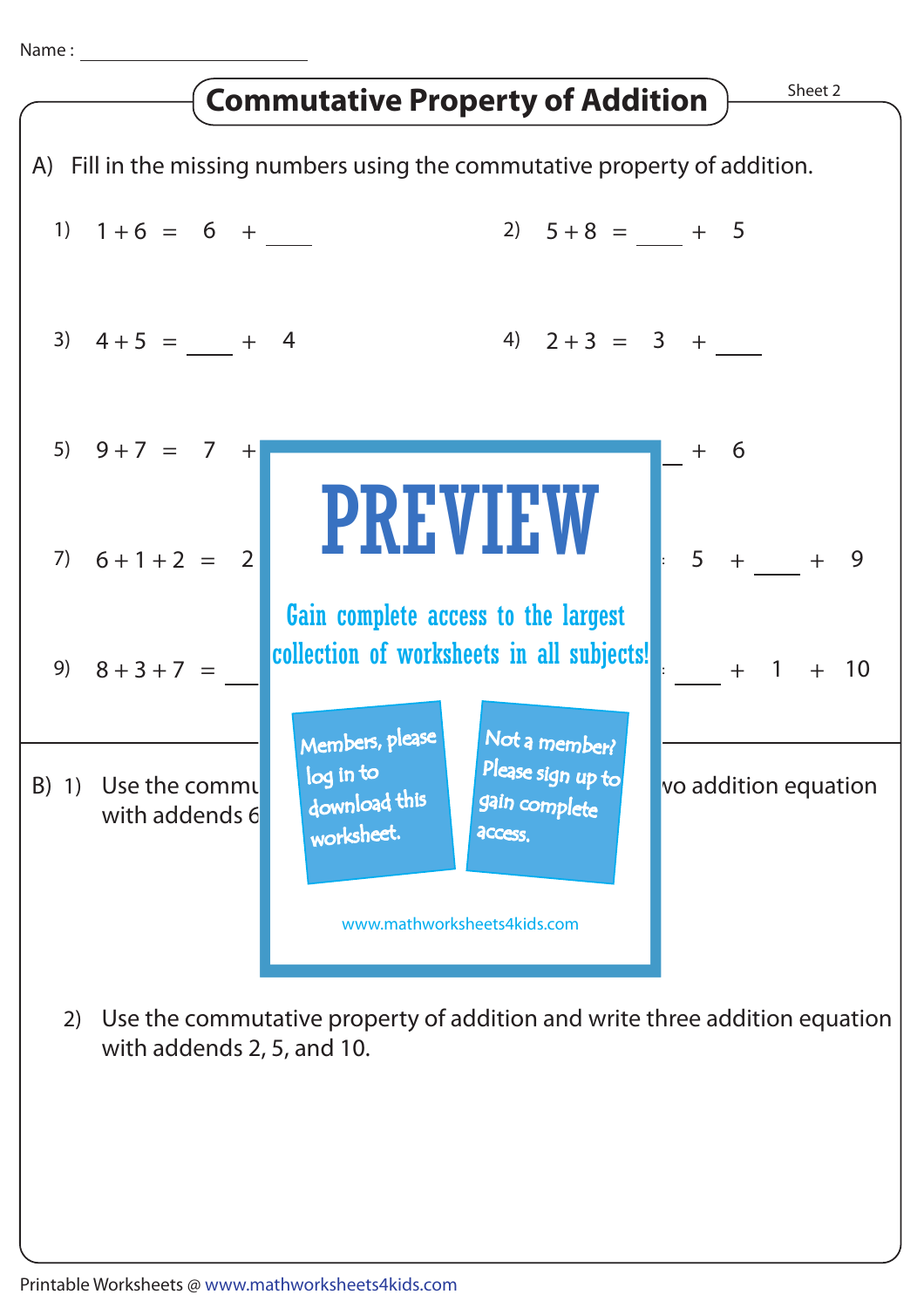Name : ____________________

# Commutative Property of Addition

Sheet 2

A) Fill in the missing numbers using the commutative property of addition.

1) $1 + 6 = 6 + \_\_\_\_$

2) $5 + 8 = \_\_\_\_ + 5$

3) $4 + 5 = \_\_\_\_ + 4$

4) $2 + 3 = 3 + \_\_\_\_$

5) $9 + 7 = 7 +$

$\_\_\_\_ + 6$

7) $6 + 1 + 2 = 2$

$5 + \_\_\_\_ + 9$

9) $8 + 3 + 7 = \_\_\_\_$

$\_\_\_\_ + 1 + 10$

PREVIEW

Gain complete access to the largest collection of worksheets in all subjects!

Members, please log in to download this worksheet.

Not a member? Please sign up to gain complete access.

www.mathworksheets4kids.com

B) 1) Use the commu ... wo addition equation with addends 6 ...

2) Use the commutative property of addition and write three addition equation with addends 2, 5, and 10.

Printable Worksheets @ www.mathworksheets4kids.com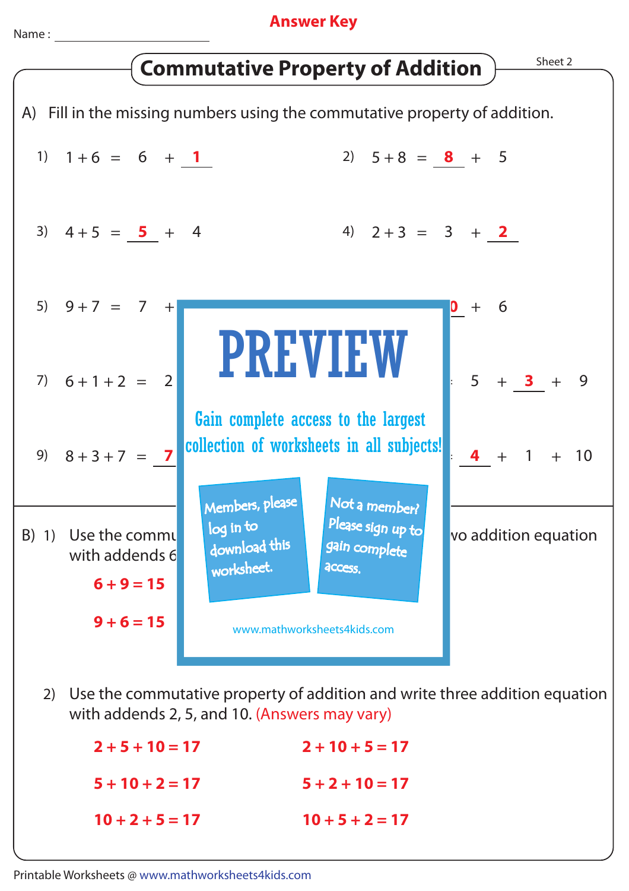**Answer Key**

Name : ____________________

# Commutative Property of Addition

Sheet 2

A) Fill in the missing numbers using the commutative property of addition.

1) $1 + 6 = 6 + \underline{1}$

2) $5 + 8 = \underline{8} + 5$

3) $4 + 5 = \underline{5} + 4$

4) $2 + 3 = 3 + \underline{2}$

5) $9 + 7 = 7 +$

0 + 6

7) $6 + 1 + 2 = 2$

5 + 3 + 9

9) $8 + 3 + 7 = \underline{7}$

4 + 1 + 10

PREVIEW

Gain complete access to the largest collection of worksheets in all subjects!

Members, please log in to download this worksheet.

Not a member? Please sign up to gain complete access.

www.mathworksheets4kids.com

B) 1) Use the commu... wo addition equation with addends 6...

**6 + 9 = 15**

**9 + 6 = 15**

2) Use the commutative property of addition and write three addition equation with addends 2, 5, and 10. (Answers may vary)

**2 + 5 + 10 = 17** **2 + 10 + 5 = 17**

**5 + 10 + 2 = 17** **5 + 2 + 10 = 17**

**10 + 2 + 5 = 17** **10 + 5 + 2 = 17**

Printable Worksheets @ www.mathworksheets4kids.com